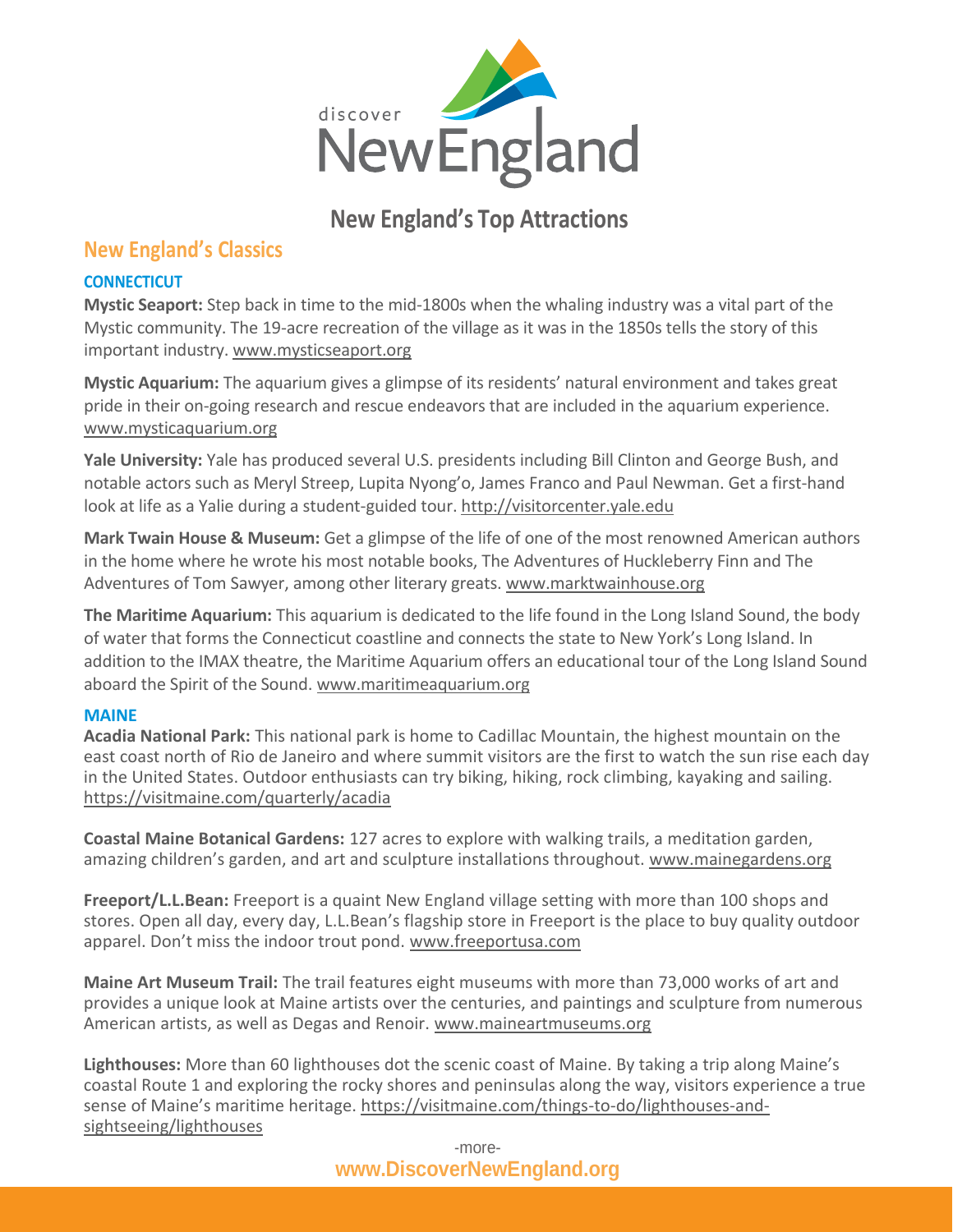discover NewEngland

# New England's Top Attractions

## New England's Classics

### CONNECTICUT

**Mystic Seaport:** Step back in time to the mid-1800s when the whaling industry was a vital part of the Mystic community. The 19-acre recreation of the village as it was in the 1850s tells the story of this important industry. www.mysticseaport.org

**Mystic Aquarium:** The aquarium gives a glimpse of its residents' natural environment and takes great pride in their on-going research and rescue endeavors that are included in the aquarium experience. www.mysticaquarium.org

**Yale University:** Yale has produced several U.S. presidents including Bill Clinton and George Bush, and notable actors such as Meryl Streep, Lupita Nyong'o, James Franco and Paul Newman. Get a first-hand look at life as a Yalie during a student-guided tour. http://visitorcenter.yale.edu

**Mark Twain House & Museum:** Get a glimpse of the life of one of the most renowned American authors in the home where he wrote his most notable books, The Adventures of Huckleberry Finn and The Adventures of Tom Sawyer, among other literary greats. www.marktwainhouse.org

**The Maritime Aquarium:** This aquarium is dedicated to the life found in the Long Island Sound, the body of water that forms the Connecticut coastline and connects the state to New York's Long Island. In addition to the IMAX theatre, the Maritime Aquarium offers an educational tour of the Long Island Sound aboard the Spirit of the Sound. www.maritimeaquarium.org

### MAINE

**Acadia National Park:** This national park is home to Cadillac Mountain, the highest mountain on the east coast north of Rio de Janeiro and where summit visitors are the first to watch the sun rise each day in the United States. Outdoor enthusiasts can try biking, hiking, rock climbing, kayaking and sailing. https://visitmaine.com/quarterly/acadia

**Coastal Maine Botanical Gardens:** 127 acres to explore with walking trails, a meditation garden, amazing children's garden, and art and sculpture installations throughout. www.mainegardens.org

**Freeport/L.L.Bean:** Freeport is a quaint New England village setting with more than 100 shops and stores. Open all day, every day, L.L.Bean's flagship store in Freeport is the place to buy quality outdoor apparel. Don't miss the indoor trout pond. www.freeportusa.com

**Maine Art Museum Trail:** The trail features eight museums with more than 73,000 works of art and provides a unique look at Maine artists over the centuries, and paintings and sculpture from numerous American artists, as well as Degas and Renoir. www.maineartmuseums.org

**Lighthouses:** More than 60 lighthouses dot the scenic coast of Maine. By taking a trip along Maine's coastal Route 1 and exploring the rocky shores and peninsulas along the way, visitors experience a true sense of Maine's maritime heritage. https://visitmaine.com/things-to-do/lighthouses-and-sightseeing/lighthouses

-more-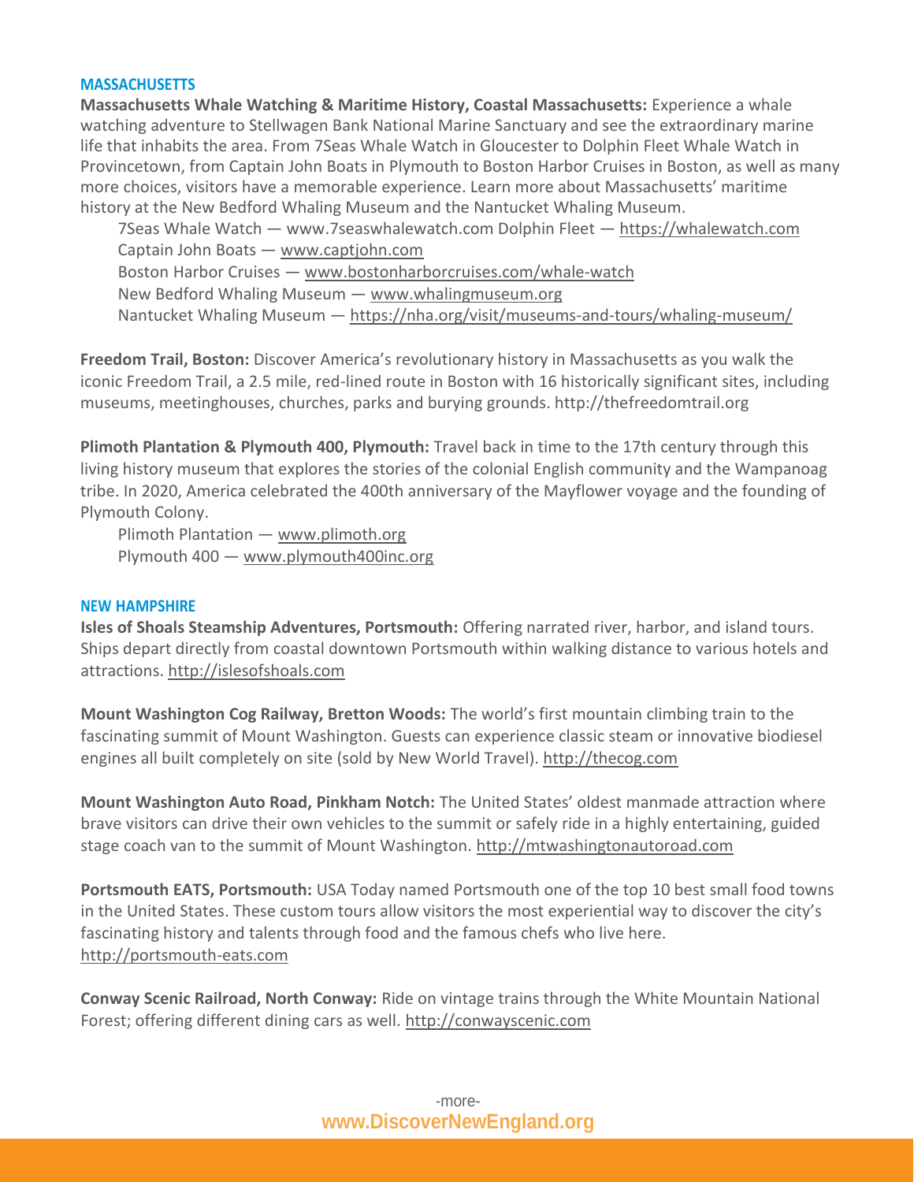## MASSACHUSETTS

**Massachusetts Whale Watching & Maritime History, Coastal Massachusetts:** Experience a whale watching adventure to Stellwagen Bank National Marine Sanctuary and see the extraordinary marine life that inhabits the area. From 7Seas Whale Watch in Gloucester to Dolphin Fleet Whale Watch in Provincetown, from Captain John Boats in Plymouth to Boston Harbor Cruises in Boston, as well as many more choices, visitors have a memorable experience. Learn more about Massachusetts' maritime history at the New Bedford Whaling Museum and the Nantucket Whaling Museum.

7Seas Whale Watch — www.7seaswhalewatch.com Dolphin Fleet — https://whalewatch.com
Captain John Boats — www.captjohn.com
Boston Harbor Cruises — www.bostonharborcruises.com/whale-watch
New Bedford Whaling Museum — www.whalingmuseum.org
Nantucket Whaling Museum — https://nha.org/visit/museums-and-tours/whaling-museum/

**Freedom Trail, Boston:** Discover America's revolutionary history in Massachusetts as you walk the iconic Freedom Trail, a 2.5 mile, red-lined route in Boston with 16 historically significant sites, including museums, meetinghouses, churches, parks and burying grounds. http://thefreedomtrail.org

**Plimoth Plantation & Plymouth 400, Plymouth:** Travel back in time to the 17th century through this living history museum that explores the stories of the colonial English community and the Wampanoag tribe. In 2020, America celebrated the 400th anniversary of the Mayflower voyage and the founding of Plymouth Colony.

Plimoth Plantation — www.plimoth.org
Plymouth 400 — www.plymouth400inc.org

## NEW HAMPSHIRE

**Isles of Shoals Steamship Adventures, Portsmouth:** Offering narrated river, harbor, and island tours. Ships depart directly from coastal downtown Portsmouth within walking distance to various hotels and attractions. http://islesofshoals.com

**Mount Washington Cog Railway, Bretton Woods:** The world's first mountain climbing train to the fascinating summit of Mount Washington. Guests can experience classic steam or innovative biodiesel engines all built completely on site (sold by New World Travel). http://thecog.com

**Mount Washington Auto Road, Pinkham Notch:** The United States' oldest manmade attraction where brave visitors can drive their own vehicles to the summit or safely ride in a highly entertaining, guided stage coach van to the summit of Mount Washington. http://mtwashingtonautoroad.com

**Portsmouth EATS, Portsmouth:** USA Today named Portsmouth one of the top 10 best small food towns in the United States. These custom tours allow visitors the most experiential way to discover the city's fascinating history and talents through food and the famous chefs who live here. http://portsmouth-eats.com

**Conway Scenic Railroad, North Conway:** Ride on vintage trains through the White Mountain National Forest; offering different dining cars as well. http://conwayscenic.com

-more-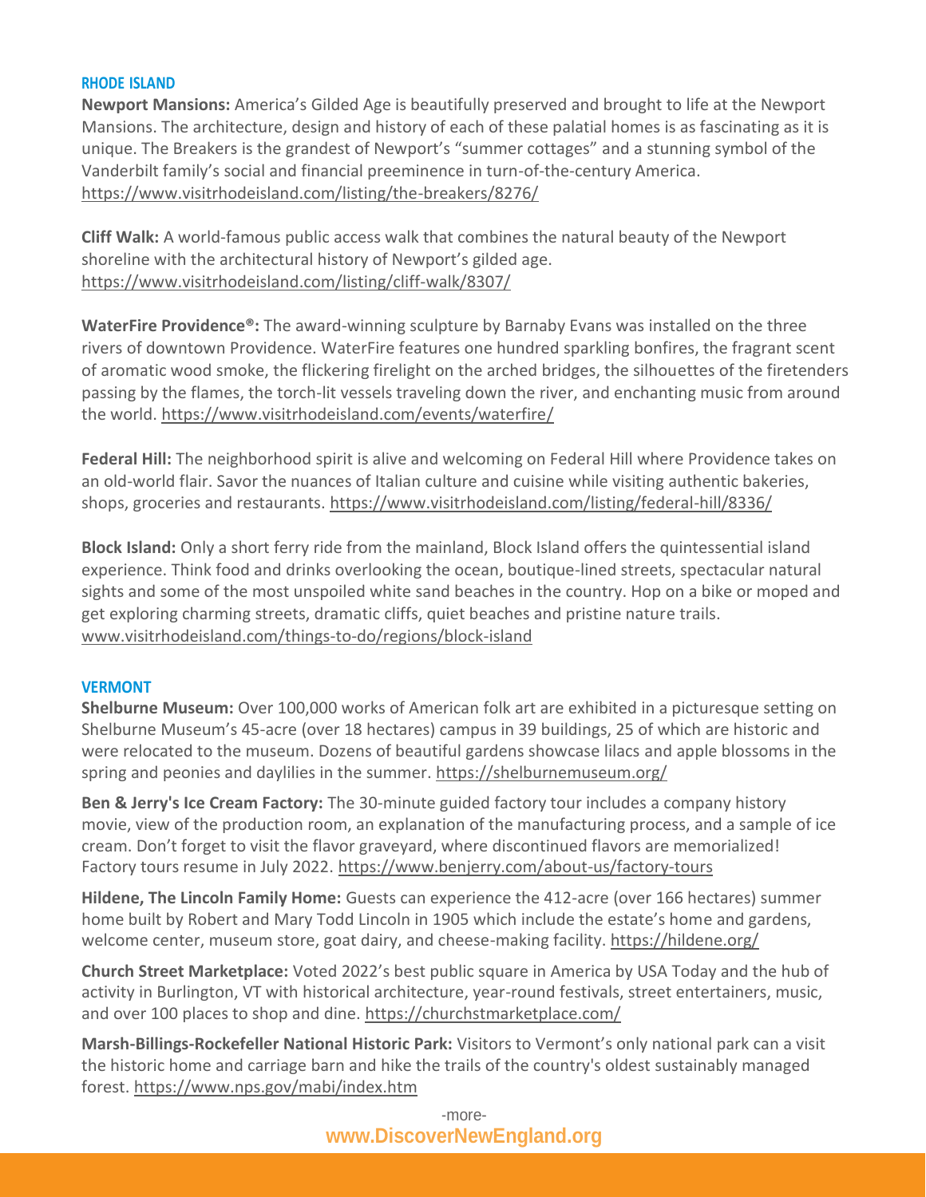## RHODE ISLAND

**Newport Mansions:** America's Gilded Age is beautifully preserved and brought to life at the Newport Mansions. The architecture, design and history of each of these palatial homes is as fascinating as it is unique. The Breakers is the grandest of Newport's "summer cottages" and a stunning symbol of the Vanderbilt family's social and financial preeminence in turn-of-the-century America. https://www.visitrhodeisland.com/listing/the-breakers/8276/

**Cliff Walk:** A world-famous public access walk that combines the natural beauty of the Newport shoreline with the architectural history of Newport's gilded age. https://www.visitrhodeisland.com/listing/cliff-walk/8307/

**WaterFire Providence®:** The award-winning sculpture by Barnaby Evans was installed on the three rivers of downtown Providence. WaterFire features one hundred sparkling bonfires, the fragrant scent of aromatic wood smoke, the flickering firelight on the arched bridges, the silhouettes of the firetenders passing by the flames, the torch-lit vessels traveling down the river, and enchanting music from around the world. https://www.visitrhodeisland.com/events/waterfire/

**Federal Hill:** The neighborhood spirit is alive and welcoming on Federal Hill where Providence takes on an old-world flair. Savor the nuances of Italian culture and cuisine while visiting authentic bakeries, shops, groceries and restaurants. https://www.visitrhodeisland.com/listing/federal-hill/8336/

**Block Island:** Only a short ferry ride from the mainland, Block Island offers the quintessential island experience. Think food and drinks overlooking the ocean, boutique-lined streets, spectacular natural sights and some of the most unspoiled white sand beaches in the country. Hop on a bike or moped and get exploring charming streets, dramatic cliffs, quiet beaches and pristine nature trails. www.visitrhodeisland.com/things-to-do/regions/block-island

## VERMONT

**Shelburne Museum:** Over 100,000 works of American folk art are exhibited in a picturesque setting on Shelburne Museum's 45-acre (over 18 hectares) campus in 39 buildings, 25 of which are historic and were relocated to the museum. Dozens of beautiful gardens showcase lilacs and apple blossoms in the spring and peonies and daylilies in the summer. https://shelburnemuseum.org/

**Ben & Jerry's Ice Cream Factory:** The 30-minute guided factory tour includes a company history movie, view of the production room, an explanation of the manufacturing process, and a sample of ice cream. Don't forget to visit the flavor graveyard, where discontinued flavors are memorialized! Factory tours resume in July 2022. https://www.benjerry.com/about-us/factory-tours

**Hildene, The Lincoln Family Home:** Guests can experience the 412-acre (over 166 hectares) summer home built by Robert and Mary Todd Lincoln in 1905 which include the estate's home and gardens, welcome center, museum store, goat dairy, and cheese-making facility. https://hildene.org/

**Church Street Marketplace:** Voted 2022's best public square in America by USA Today and the hub of activity in Burlington, VT with historical architecture, year-round festivals, street entertainers, music, and over 100 places to shop and dine. https://churchstmarketplace.com/

**Marsh-Billings-Rockefeller National Historic Park:** Visitors to Vermont's only national park can a visit the historic home and carriage barn and hike the trails of the country's oldest sustainably managed forest. https://www.nps.gov/mabi/index.htm

-more-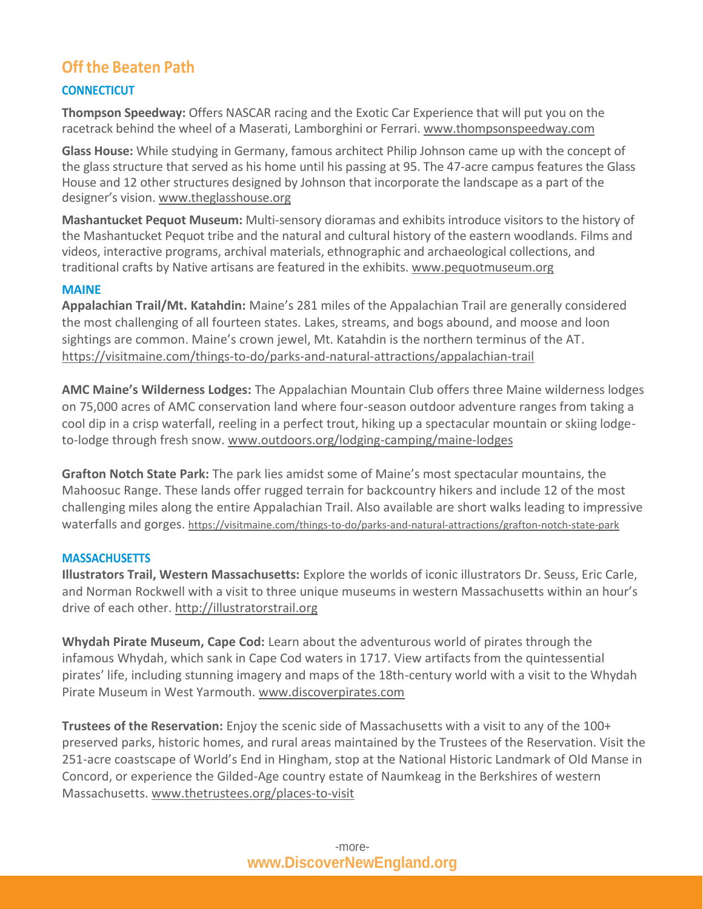## Off the Beaten Path

### CONNECTICUT

**Thompson Speedway:** Offers NASCAR racing and the Exotic Car Experience that will put you on the racetrack behind the wheel of a Maserati, Lamborghini or Ferrari. www.thompsonspeedway.com

**Glass House:** While studying in Germany, famous architect Philip Johnson came up with the concept of the glass structure that served as his home until his passing at 95. The 47-acre campus features the Glass House and 12 other structures designed by Johnson that incorporate the landscape as a part of the designer's vision. www.theglasshouse.org

**Mashantucket Pequot Museum:** Multi-sensory dioramas and exhibits introduce visitors to the history of the Mashantucket Pequot tribe and the natural and cultural history of the eastern woodlands. Films and videos, interactive programs, archival materials, ethnographic and archaeological collections, and traditional crafts by Native artisans are featured in the exhibits. www.pequotmuseum.org

### MAINE

**Appalachian Trail/Mt. Katahdin:** Maine's 281 miles of the Appalachian Trail are generally considered the most challenging of all fourteen states. Lakes, streams, and bogs abound, and moose and loon sightings are common. Maine's crown jewel, Mt. Katahdin is the northern terminus of the AT. https://visitmaine.com/things-to-do/parks-and-natural-attractions/appalachian-trail

**AMC Maine's Wilderness Lodges:** The Appalachian Mountain Club offers three Maine wilderness lodges on 75,000 acres of AMC conservation land where four-season outdoor adventure ranges from taking a cool dip in a crisp waterfall, reeling in a perfect trout, hiking up a spectacular mountain or skiing lodge-to-lodge through fresh snow. www.outdoors.org/lodging-camping/maine-lodges

**Grafton Notch State Park:** The park lies amidst some of Maine's most spectacular mountains, the Mahoosuc Range. These lands offer rugged terrain for backcountry hikers and include 12 of the most challenging miles along the entire Appalachian Trail. Also available are short walks leading to impressive waterfalls and gorges. https://visitmaine.com/things-to-do/parks-and-natural-attractions/grafton-notch-state-park

### MASSACHUSETTS

**Illustrators Trail, Western Massachusetts:** Explore the worlds of iconic illustrators Dr. Seuss, Eric Carle, and Norman Rockwell with a visit to three unique museums in western Massachusetts within an hour's drive of each other. http://illustratorstrail.org

**Whydah Pirate Museum, Cape Cod:** Learn about the adventurous world of pirates through the infamous Whydah, which sank in Cape Cod waters in 1717. View artifacts from the quintessential pirates' life, including stunning imagery and maps of the 18th-century world with a visit to the Whydah Pirate Museum in West Yarmouth. www.discoverpirates.com

**Trustees of the Reservation:** Enjoy the scenic side of Massachusetts with a visit to any of the 100+ preserved parks, historic homes, and rural areas maintained by the Trustees of the Reservation. Visit the 251-acre coastscape of World's End in Hingham, stop at the National Historic Landmark of Old Manse in Concord, or experience the Gilded-Age country estate of Naumkeag in the Berkshires of western Massachusetts. www.thetrustees.org/places-to-visit

-more-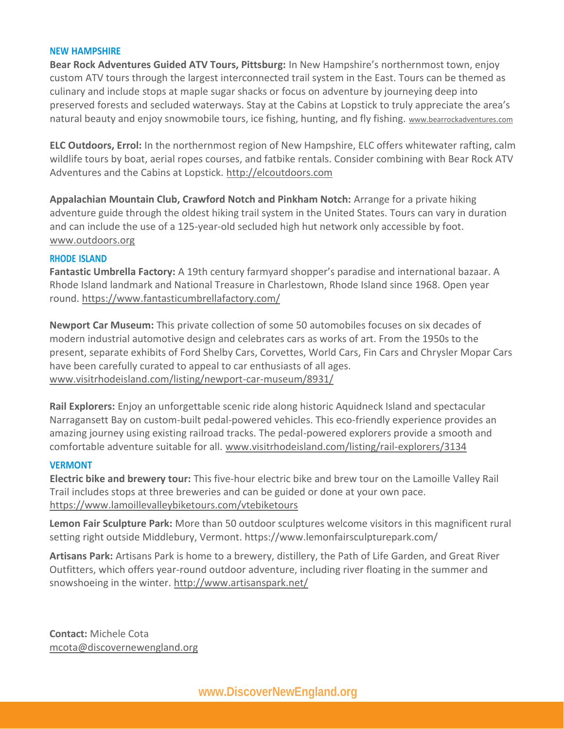## NEW HAMPSHIRE

**Bear Rock Adventures Guided ATV Tours, Pittsburg:** In New Hampshire's northernmost town, enjoy custom ATV tours through the largest interconnected trail system in the East. Tours can be themed as culinary and include stops at maple sugar shacks or focus on adventure by journeying deep into preserved forests and secluded waterways. Stay at the Cabins at Lopstick to truly appreciate the area's natural beauty and enjoy snowmobile tours, ice fishing, hunting, and fly fishing. www.bearrockadventures.com

**ELC Outdoors, Errol:** In the northernmost region of New Hampshire, ELC offers whitewater rafting, calm wildlife tours by boat, aerial ropes courses, and fatbike rentals. Consider combining with Bear Rock ATV Adventures and the Cabins at Lopstick. http://elcoutdoors.com

**Appalachian Mountain Club, Crawford Notch and Pinkham Notch:** Arrange for a private hiking adventure guide through the oldest hiking trail system in the United States. Tours can vary in duration and can include the use of a 125-year-old secluded high hut network only accessible by foot. www.outdoors.org

## RHODE ISLAND

**Fantastic Umbrella Factory:** A 19th century farmyard shopper's paradise and international bazaar. A Rhode Island landmark and National Treasure in Charlestown, Rhode Island since 1968. Open year round. https://www.fantasticumbrellafactory.com/

**Newport Car Museum:** This private collection of some 50 automobiles focuses on six decades of modern industrial automotive design and celebrates cars as works of art. From the 1950s to the present, separate exhibits of Ford Shelby Cars, Corvettes, World Cars, Fin Cars and Chrysler Mopar Cars have been carefully curated to appeal to car enthusiasts of all ages. www.visitrhodeisland.com/listing/newport-car-museum/8931/

**Rail Explorers:** Enjoy an unforgettable scenic ride along historic Aquidneck Island and spectacular Narragansett Bay on custom-built pedal-powered vehicles. This eco-friendly experience provides an amazing journey using existing railroad tracks. The pedal-powered explorers provide a smooth and comfortable adventure suitable for all. www.visitrhodeisland.com/listing/rail-explorers/3134

## VERMONT

**Electric bike and brewery tour:** This five-hour electric bike and brew tour on the Lamoille Valley Rail Trail includes stops at three breweries and can be guided or done at your own pace. https://www.lamoillevalleybiketours.com/vtebiketours

**Lemon Fair Sculpture Park:** More than 50 outdoor sculptures welcome visitors in this magnificent rural setting right outside Middlebury, Vermont. https://www.lemonfairsculpturepark.com/

**Artisans Park:** Artisans Park is home to a brewery, distillery, the Path of Life Garden, and Great River Outfitters, which offers year-round outdoor adventure, including river floating in the summer and snowshoeing in the winter. http://www.artisanspark.net/

**Contact:** Michele Cota
mcota@discovernewengland.org